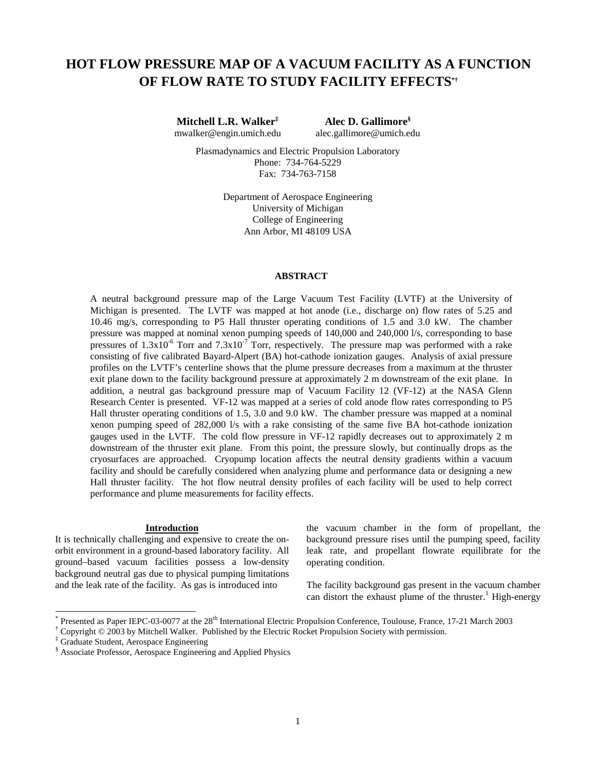# HOT FLOW PRESSURE MAP OF A VACUUM FACILITY AS A FUNCTION OF FLOW RATE TO STUDY FACILITY EFFECTS[*,†]

**Mitchell L.R. Walker[‡]**
mwalker@engin.umich.edu

**Alec D. Gallimore[§]**
alec.gallimore@umich.edu

Plasmadynamics and Electric Propulsion Laboratory
Phone: 734-764-5229
Fax: 734-763-7158

Department of Aerospace Engineering
University of Michigan
College of Engineering
Ann Arbor, MI 48109 USA

## ABSTRACT

A neutral background pressure map of the Large Vacuum Test Facility (LVTF) at the University of Michigan is presented. The LVTF was mapped at hot anode (i.e., discharge on) flow rates of 5.25 and 10.46 mg/s, corresponding to P5 Hall thruster operating conditions of 1.5 and 3.0 kW. The chamber pressure was mapped at nominal xenon pumping speeds of 140,000 and 240,000 l/s, corresponding to base pressures of $1.3 \times 10^{-6}$ Torr and $7.3 \times 10^{-7}$ Torr, respectively. The pressure map was performed with a rake consisting of five calibrated Bayard-Alpert (BA) hot-cathode ionization gauges. Analysis of axial pressure profiles on the LVTF's centerline shows that the plume pressure decreases from a maximum at the thruster exit plane down to the facility background pressure at approximately 2 m downstream of the exit plane. In addition, a neutral gas background pressure map of Vacuum Facility 12 (VF-12) at the NASA Glenn Research Center is presented. VF-12 was mapped at a series of cold anode flow rates corresponding to P5 Hall thruster operating conditions of 1.5, 3.0 and 9.0 kW. The chamber pressure was mapped at a nominal xenon pumping speed of 282,000 l/s with a rake consisting of the same five BA hot-cathode ionization gauges used in the LVTF. The cold flow pressure in VF-12 rapidly decreases out to approximately 2 m downstream of the thruster exit plane. From this point, the pressure slowly, but continually drops as the cryosurfaces are approached. Cryopump location affects the neutral density gradients within a vacuum facility and should be carefully considered when analyzing plume and performance data or designing a new Hall thruster facility. The hot flow neutral density profiles of each facility will be used to help correct performance and plume measurements for facility effects.

## Introduction

It is technically challenging and expensive to create the on-orbit environment in a ground-based laboratory facility. All ground–based vacuum facilities possess a low-density background neutral gas due to physical pumping limitations and the leak rate of the facility. As gas is introduced into the vacuum chamber in the form of propellant, the background pressure rises until the pumping speed, facility leak rate, and propellant flowrate equilibrate for the operating condition.

The facility background gas present in the vacuum chamber can distort the exhaust plume of the thruster.[1] High-energy

---

[*] Presented as Paper IEPC-03-0077 at the 28th International Electric Propulsion Conference, Toulouse, France, 17-21 March 2003

[†] Copyright © 2003 by Mitchell Walker. Published by the Electric Rocket Propulsion Society with permission.

[‡] Graduate Student, Aerospace Engineering

[§] Associate Professor, Aerospace Engineering and Applied Physics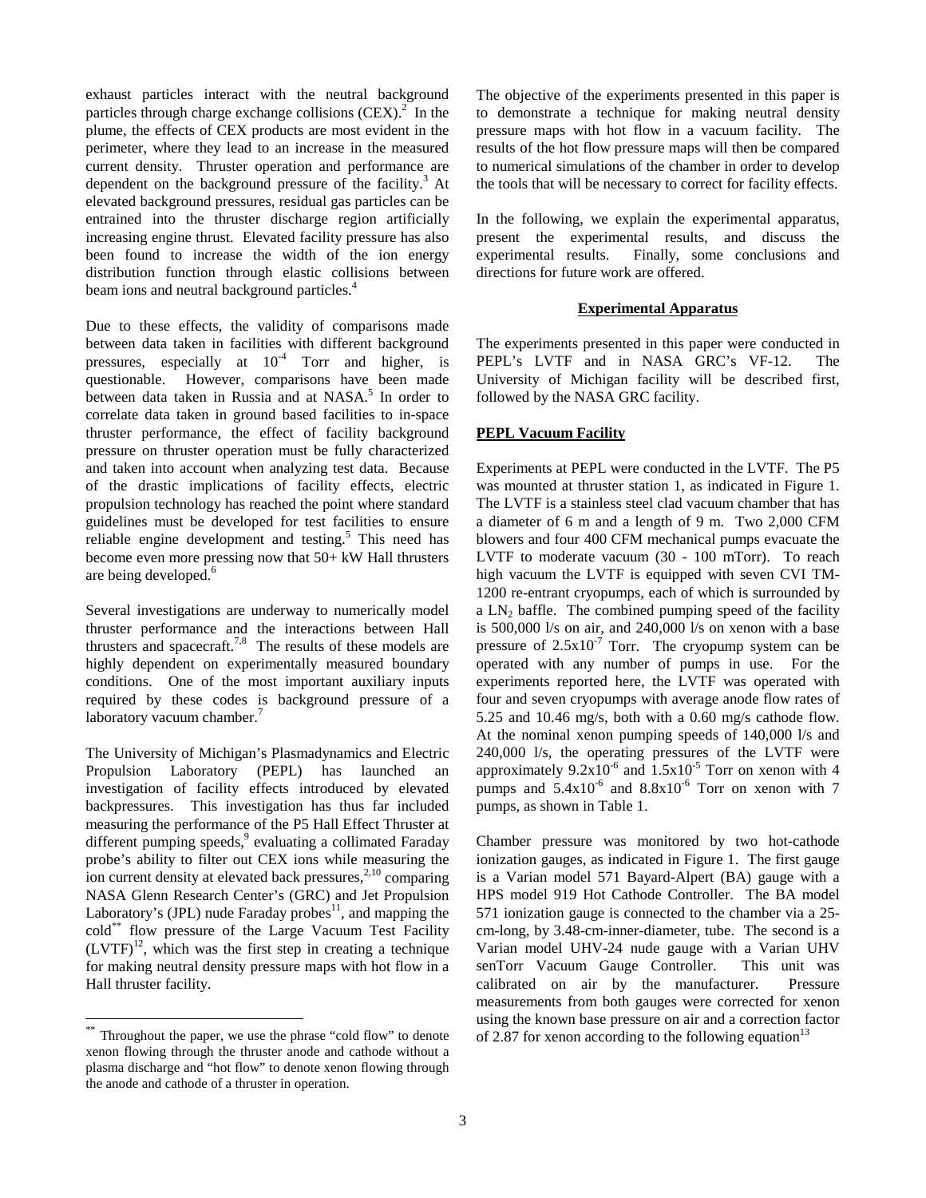exhaust particles interact with the neutral background particles through charge exchange collisions (CEX).[2] In the plume, the effects of CEX products are most evident in the perimeter, where they lead to an increase in the measured current density. Thruster operation and performance are dependent on the background pressure of the facility.[3] At elevated background pressures, residual gas particles can be entrained into the thruster discharge region artificially increasing engine thrust. Elevated facility pressure has also been found to increase the width of the ion energy distribution function through elastic collisions between beam ions and neutral background particles.[4]

Due to these effects, the validity of comparisons made between data taken in facilities with different background pressures, especially at $10^{-4}$ Torr and higher, is questionable. However, comparisons have been made between data taken in Russia and at NASA.[5] In order to correlate data taken in ground based facilities to in-space thruster performance, the effect of facility background pressure on thruster operation must be fully characterized and taken into account when analyzing test data. Because of the drastic implications of facility effects, electric propulsion technology has reached the point where standard guidelines must be developed for test facilities to ensure reliable engine development and testing.[5] This need has become even more pressing now that 50+ kW Hall thrusters are being developed.[6]

Several investigations are underway to numerically model thruster performance and the interactions between Hall thrusters and spacecraft.[7,8] The results of these models are highly dependent on experimentally measured boundary conditions. One of the most important auxiliary inputs required by these codes is background pressure of a laboratory vacuum chamber.[7]

The University of Michigan's Plasmadynamics and Electric Propulsion Laboratory (PEPL) has launched an investigation of facility effects introduced by elevated backpressures. This investigation has thus far included measuring the performance of the P5 Hall Effect Thruster at different pumping speeds,[9] evaluating a collimated Faraday probe's ability to filter out CEX ions while measuring the ion current density at elevated back pressures,[2,10] comparing NASA Glenn Research Center's (GRC) and Jet Propulsion Laboratory's (JPL) nude Faraday probes[11], and mapping the cold[**] flow pressure of the Large Vacuum Test Facility (LVTF)[12], which was the first step in creating a technique for making neutral density pressure maps with hot flow in a Hall thruster facility.

[**] Throughout the paper, we use the phrase "cold flow" to denote xenon flowing through the thruster anode and cathode without a plasma discharge and "hot flow" to denote xenon flowing through the anode and cathode of a thruster in operation.

The objective of the experiments presented in this paper is to demonstrate a technique for making neutral density pressure maps with hot flow in a vacuum facility. The results of the hot flow pressure maps will then be compared to numerical simulations of the chamber in order to develop the tools that will be necessary to correct for facility effects.

In the following, we explain the experimental apparatus, present the experimental results, and discuss the experimental results. Finally, some conclusions and directions for future work are offered.

## Experimental Apparatus

The experiments presented in this paper were conducted in PEPL's LVTF and in NASA GRC's VF-12. The University of Michigan facility will be described first, followed by the NASA GRC facility.

### PEPL Vacuum Facility

Experiments at PEPL were conducted in the LVTF. The P5 was mounted at thruster station 1, as indicated in Figure 1. The LVTF is a stainless steel clad vacuum chamber that has a diameter of 6 m and a length of 9 m. Two 2,000 CFM blowers and four 400 CFM mechanical pumps evacuate the LVTF to moderate vacuum (30 - 100 mTorr). To reach high vacuum the LVTF is equipped with seven CVI TM-1200 re-entrant cryopumps, each of which is surrounded by a $LN_2$ baffle. The combined pumping speed of the facility is 500,000 l/s on air, and 240,000 l/s on xenon with a base pressure of $2.5\text{x}10^{-7}$ Torr. The cryopump system can be operated with any number of pumps in use. For the experiments reported here, the LVTF was operated with four and seven cryopumps with average anode flow rates of 5.25 and 10.46 mg/s, both with a 0.60 mg/s cathode flow. At the nominal xenon pumping speeds of 140,000 l/s and 240,000 l/s, the operating pressures of the LVTF were approximately $9.2\text{x}10^{-6}$ and $1.5\text{x}10^{-5}$ Torr on xenon with 4 pumps and $5.4\text{x}10^{-6}$ and $8.8\text{x}10^{-6}$ Torr on xenon with 7 pumps, as shown in Table 1.

Chamber pressure was monitored by two hot-cathode ionization gauges, as indicated in Figure 1. The first gauge is a Varian model 571 Bayard-Alpert (BA) gauge with a HPS model 919 Hot Cathode Controller. The BA model 571 ionization gauge is connected to the chamber via a 25-cm-long, by 3.48-cm-inner-diameter, tube. The second is a Varian model UHV-24 nude gauge with a Varian UHV senTorr Vacuum Gauge Controller. This unit was calibrated on air by the manufacturer. Pressure measurements from both gauges were corrected for xenon using the known base pressure on air and a correction factor of 2.87 for xenon according to the following equation[13]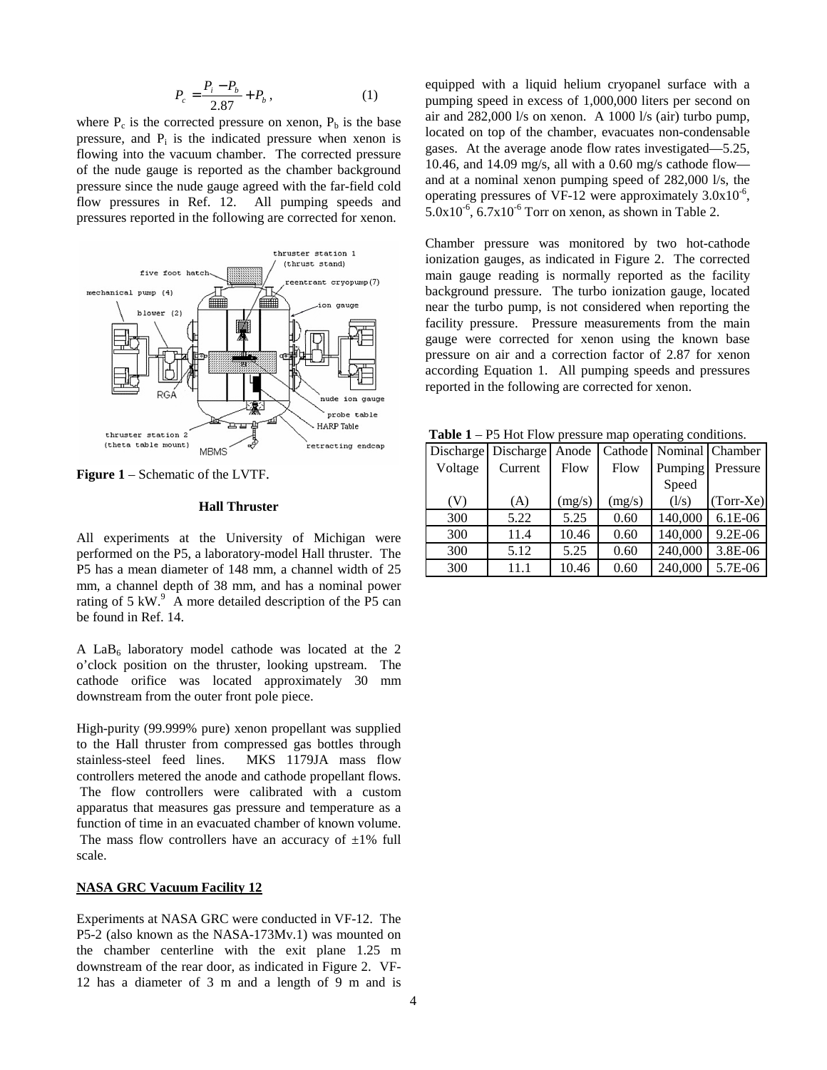$$P_c = \frac{P_i - P_b}{2.87} + P_b \, , \tag{1}$$

where $P_c$ is the corrected pressure on xenon, $P_b$ is the base pressure, and $P_i$ is the indicated pressure when xenon is flowing into the vacuum chamber. The corrected pressure of the nude gauge is reported as the chamber background pressure since the nude gauge agreed with the far-field cold flow pressures in Ref. 12. All pumping speeds and pressures reported in the following are corrected for xenon.

**Figure 1** – Schematic of the LVTF.

### Hall Thruster

All experiments at the University of Michigan were performed on the P5, a laboratory-model Hall thruster. The P5 has a mean diameter of 148 mm, a channel width of 25 mm, a channel depth of 38 mm, and has a nominal power rating of 5 kW.[9] A more detailed description of the P5 can be found in Ref. 14.

A $LaB_6$ laboratory model cathode was located at the 2 o'clock position on the thruster, looking upstream. The cathode orifice was located approximately 30 mm downstream from the outer front pole piece.

High-purity (99.999% pure) xenon propellant was supplied to the Hall thruster from compressed gas bottles through stainless-steel feed lines. MKS 1179JA mass flow controllers metered the anode and cathode propellant flows. The flow controllers were calibrated with a custom apparatus that measures gas pressure and temperature as a function of time in an evacuated chamber of known volume. The mass flow controllers have an accuracy of ±1% full scale.

### NASA GRC Vacuum Facility 12

Experiments at NASA GRC were conducted in VF-12. The P5-2 (also known as the NASA-173Mv.1) was mounted on the chamber centerline with the exit plane 1.25 m downstream of the rear door, as indicated in Figure 2. VF-12 has a diameter of 3 m and a length of 9 m and is equipped with a liquid helium cryopanel surface with a pumping speed in excess of 1,000,000 liters per second on air and 282,000 l/s on xenon. A 1000 l/s (air) turbo pump, located on top of the chamber, evacuates non-condensable gases. At the average anode flow rates investigated—5.25, 10.46, and 14.09 mg/s, all with a 0.60 mg/s cathode flow—and at a nominal xenon pumping speed of 282,000 l/s, the operating pressures of VF-12 were approximately $3.0 \times 10^{-6}$, $5.0 \times 10^{-6}$, $6.7 \times 10^{-6}$ Torr on xenon, as shown in Table 2.

Chamber pressure was monitored by two hot-cathode ionization gauges, as indicated in Figure 2. The corrected main gauge reading is normally reported as the facility background pressure. The turbo ionization gauge, located near the turbo pump, is not considered when reporting the facility pressure. Pressure measurements from the main gauge were corrected for xenon using the known base pressure on air and a correction factor of 2.87 for xenon according Equation 1. All pumping speeds and pressures reported in the following are corrected for xenon.

**Table 1** – P5 Hot Flow pressure map operating conditions.

| Discharge Voltage (V) | Discharge Current (A) | Anode Flow (mg/s) | Cathode Flow (mg/s) | Nominal Pumping Speed (l/s) | Chamber Pressure (Torr-Xe) |
|---|---|---|---|---|---|
| 300 | 5.22 | 5.25 | 0.60 | 140,000 | 6.1E-06 |
| 300 | 11.4 | 10.46 | 0.60 | 140,000 | 9.2E-06 |
| 300 | 5.12 | 5.25 | 0.60 | 240,000 | 3.8E-06 |
| 300 | 11.1 | 10.46 | 0.60 | 240,000 | 5.7E-06 |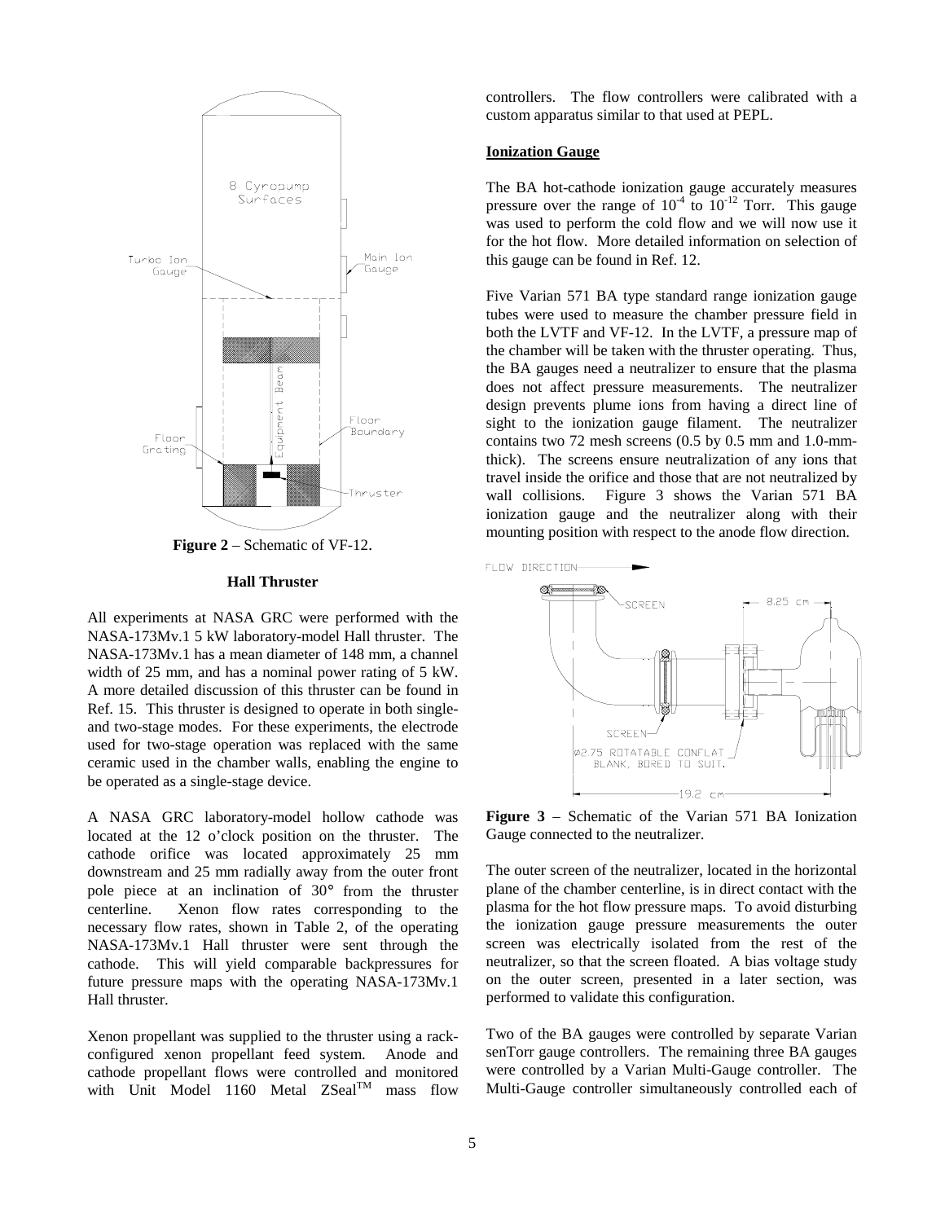**Figure 2** – Schematic of VF-12.

### Hall Thruster

All experiments at NASA GRC were performed with the NASA-173Mv.1 5 kW laboratory-model Hall thruster. The NASA-173Mv.1 has a mean diameter of 148 mm, a channel width of 25 mm, and has a nominal power rating of 5 kW. A more detailed discussion of this thruster can be found in Ref. 15. This thruster is designed to operate in both single- and two-stage modes. For these experiments, the electrode used for two-stage operation was replaced with the same ceramic used in the chamber walls, enabling the engine to be operated as a single-stage device.

A NASA GRC laboratory-model hollow cathode was located at the 12 o'clock position on the thruster. The cathode orifice was located approximately 25 mm downstream and 25 mm radially away from the outer front pole piece at an inclination of 30° from the thruster centerline. Xenon flow rates corresponding to the necessary flow rates, shown in Table 2, of the operating NASA-173Mv.1 Hall thruster were sent through the cathode. This will yield comparable backpressures for future pressure maps with the operating NASA-173Mv.1 Hall thruster.

Xenon propellant was supplied to the thruster using a rack-configured xenon propellant feed system. Anode and cathode propellant flows were controlled and monitored with Unit Model 1160 Metal ZSeal™ mass flow controllers. The flow controllers were calibrated with a custom apparatus similar to that used at PEPL.

### Ionization Gauge

The BA hot-cathode ionization gauge accurately measures pressure over the range of $10^{-4}$ to $10^{-12}$ Torr. This gauge was used to perform the cold flow and we will now use it for the hot flow. More detailed information on selection of this gauge can be found in Ref. 12.

Five Varian 571 BA type standard range ionization gauge tubes were used to measure the chamber pressure field in both the LVTF and VF-12. In the LVTF, a pressure map of the chamber will be taken with the thruster operating. Thus, the BA gauges need a neutralizer to ensure that the plasma does not affect pressure measurements. The neutralizer design prevents plume ions from having a direct line of sight to the ionization gauge filament. The neutralizer contains two 72 mesh screens (0.5 by 0.5 mm and 1.0-mm-thick). The screens ensure neutralization of any ions that travel inside the orifice and those that are not neutralized by wall collisions. Figure 3 shows the Varian 571 BA ionization gauge and the neutralizer along with their mounting position with respect to the anode flow direction.

**Figure 3** – Schematic of the Varian 571 BA Ionization Gauge connected to the neutralizer.

The outer screen of the neutralizer, located in the horizontal plane of the chamber centerline, is in direct contact with the plasma for the hot flow pressure maps. To avoid disturbing the ionization gauge pressure measurements the outer screen was electrically isolated from the rest of the neutralizer, so that the screen floated. A bias voltage study on the outer screen, presented in a later section, was performed to validate this configuration.

Two of the BA gauges were controlled by separate Varian senTorr gauge controllers. The remaining three BA gauges were controlled by a Varian Multi-Gauge controller. The Multi-Gauge controller simultaneously controlled each of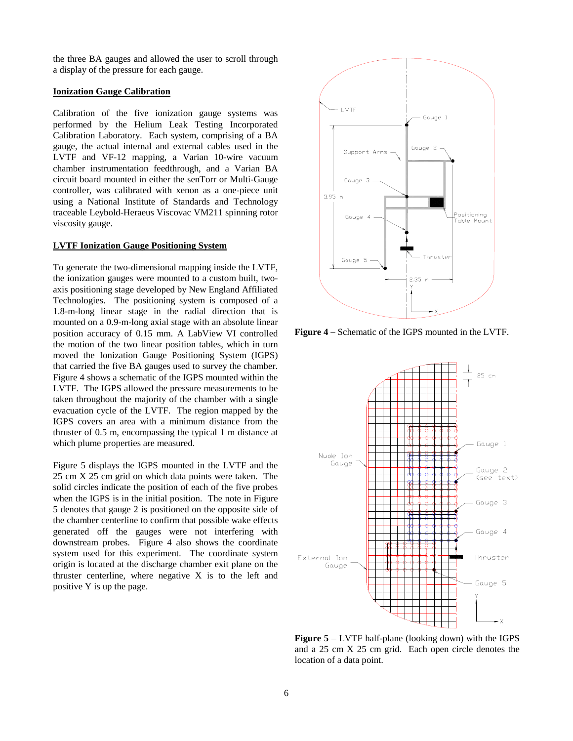the three BA gauges and allowed the user to scroll through a display of the pressure for each gauge.

## Ionization Gauge Calibration

Calibration of the five ionization gauge systems was performed by the Helium Leak Testing Incorporated Calibration Laboratory. Each system, comprising of a BA gauge, the actual internal and external cables used in the LVTF and VF-12 mapping, a Varian 10-wire vacuum chamber instrumentation feedthrough, and a Varian BA circuit board mounted in either the senTorr or Multi-Gauge controller, was calibrated with xenon as a one-piece unit using a National Institute of Standards and Technology traceable Leybold-Heraeus Viscovac VM211 spinning rotor viscosity gauge.

## LVTF Ionization Gauge Positioning System

To generate the two-dimensional mapping inside the LVTF, the ionization gauges were mounted to a custom built, two-axis positioning stage developed by New England Affiliated Technologies. The positioning system is composed of a 1.8-m-long linear stage in the radial direction that is mounted on a 0.9-m-long axial stage with an absolute linear position accuracy of 0.15 mm. A LabView VI controlled the motion of the two linear position tables, which in turn moved the Ionization Gauge Positioning System (IGPS) that carried the five BA gauges used to survey the chamber. Figure 4 shows a schematic of the IGPS mounted within the LVTF. The IGPS allowed the pressure measurements to be taken throughout the majority of the chamber with a single evacuation cycle of the LVTF. The region mapped by the IGPS covers an area with a minimum distance from the thruster of 0.5 m, encompassing the typical 1 m distance at which plume properties are measured.

Figure 5 displays the IGPS mounted in the LVTF and the 25 cm X 25 cm grid on which data points were taken. The solid circles indicate the position of each of the five probes when the IGPS is in the initial position. The note in Figure 5 denotes that gauge 2 is positioned on the opposite side of the chamber centerline to confirm that possible wake effects generated off the gauges were not interfering with downstream probes. Figure 4 also shows the coordinate system used for this experiment. The coordinate system origin is located at the discharge chamber exit plane on the thruster centerline, where negative X is to the left and positive Y is up the page.

**Figure 4** – Schematic of the IGPS mounted in the LVTF.

**Figure 5** – LVTF half-plane (looking down) with the IGPS and a 25 cm X 25 cm grid. Each open circle denotes the location of a data point.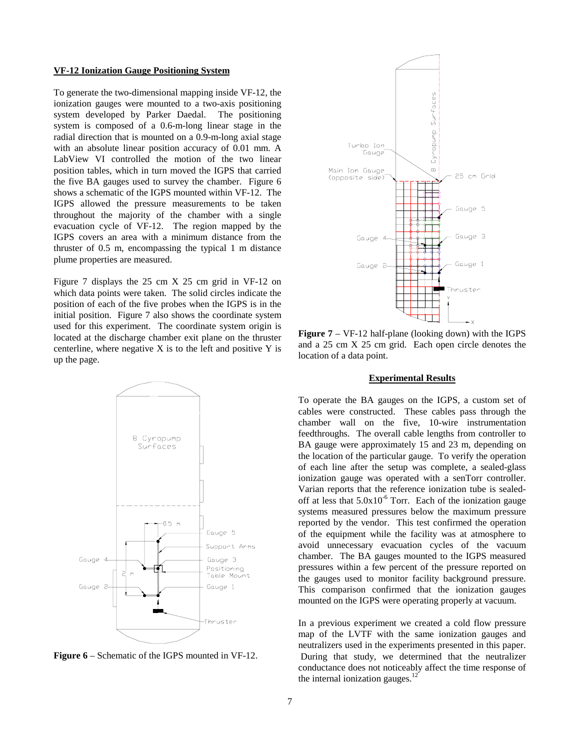### VF-12 Ionization Gauge Positioning System

To generate the two-dimensional mapping inside VF-12, the ionization gauges were mounted to a two-axis positioning system developed by Parker Daedal. The positioning system is composed of a 0.6-m-long linear stage in the radial direction that is mounted on a 0.9-m-long axial stage with an absolute linear position accuracy of 0.01 mm. A LabView VI controlled the motion of the two linear position tables, which in turn moved the IGPS that carried the five BA gauges used to survey the chamber. Figure 6 shows a schematic of the IGPS mounted within VF-12. The IGPS allowed the pressure measurements to be taken throughout the majority of the chamber with a single evacuation cycle of VF-12. The region mapped by the IGPS covers an area with a minimum distance from the thruster of 0.5 m, encompassing the typical 1 m distance plume properties are measured.

Figure 7 displays the 25 cm X 25 cm grid in VF-12 on which data points were taken. The solid circles indicate the position of each of the five probes when the IGPS is in the initial position. Figure 7 also shows the coordinate system used for this experiment. The coordinate system origin is located at the discharge chamber exit plane on the thruster centerline, where negative X is to the left and positive Y is up the page.

**Figure 6** – Schematic of the IGPS mounted in VF-12.

**Figure 7** – VF-12 half-plane (looking down) with the IGPS and a 25 cm X 25 cm grid. Each open circle denotes the location of a data point.

### Experimental Results

To operate the BA gauges on the IGPS, a custom set of cables were constructed. These cables pass through the chamber wall on the five, 10-wire instrumentation feedthroughs. The overall cable lengths from controller to BA gauge were approximately 15 and 23 m, depending on the location of the particular gauge. To verify the operation of each line after the setup was complete, a sealed-glass ionization gauge was operated with a senTorr controller. Varian reports that the reference ionization tube is sealed-off at less that $5.0 \times 10^{-6}$ Torr. Each of the ionization gauge systems measured pressures below the maximum pressure reported by the vendor. This test confirmed the operation of the equipment while the facility was at atmosphere to avoid unnecessary evacuation cycles of the vacuum chamber. The BA gauges mounted to the IGPS measured pressures within a few percent of the pressure reported on the gauges used to monitor facility background pressure. This comparison confirmed that the ionization gauges mounted on the IGPS were operating properly at vacuum.

In a previous experiment we created a cold flow pressure map of the LVTF with the same ionization gauges and neutralizers used in the experiments presented in this paper. During that study, we determined that the neutralizer conductance does not noticeably affect the time response of the internal ionization gauges.[12]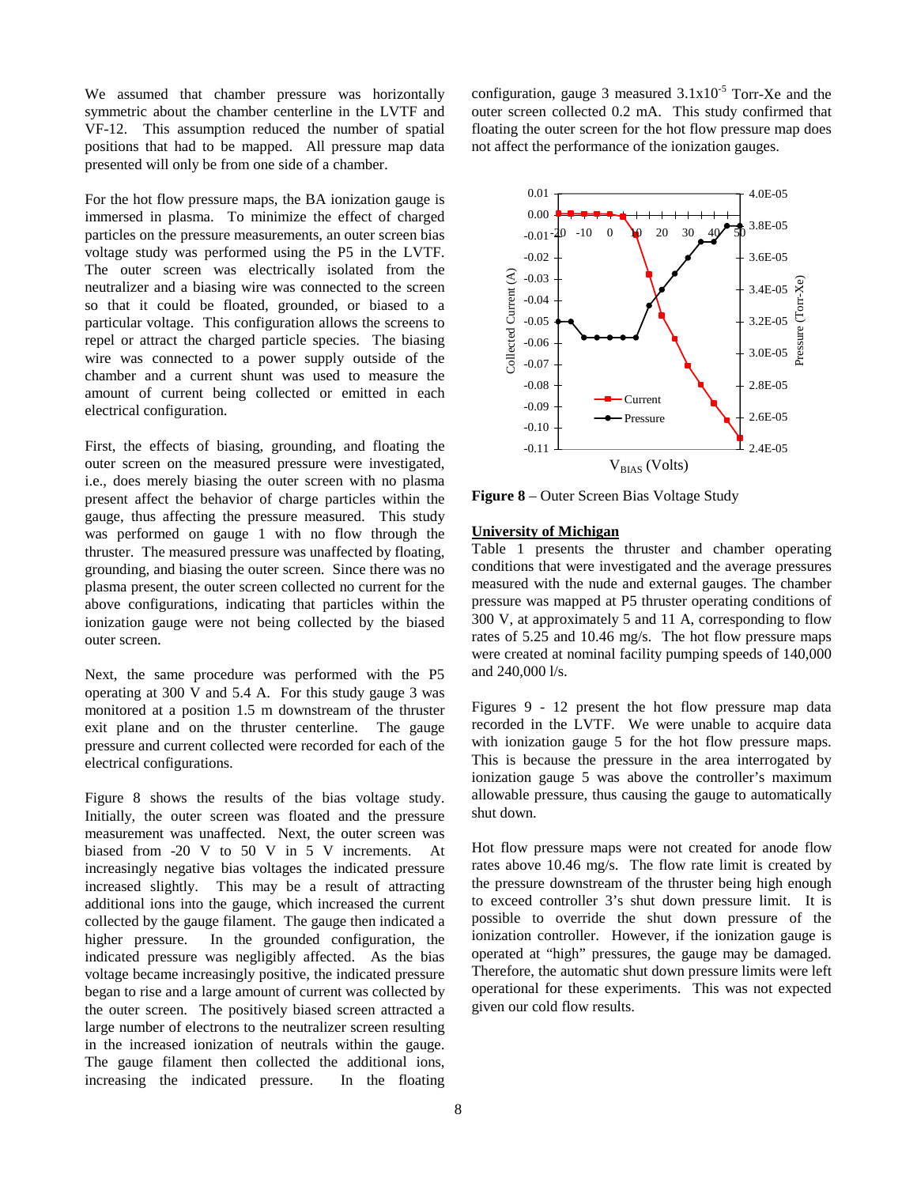We assumed that chamber pressure was horizontally symmetric about the chamber centerline in the LVTF and VF-12. This assumption reduced the number of spatial positions that had to be mapped. All pressure map data presented will only be from one side of a chamber.

For the hot flow pressure maps, the BA ionization gauge is immersed in plasma. To minimize the effect of charged particles on the pressure measurements, an outer screen bias voltage study was performed using the P5 in the LVTF. The outer screen was electrically isolated from the neutralizer and a biasing wire was connected to the screen so that it could be floated, grounded, or biased to a particular voltage. This configuration allows the screens to repel or attract the charged particle species. The biasing wire was connected to a power supply outside of the chamber and a current shunt was used to measure the amount of current being collected or emitted in each electrical configuration.

First, the effects of biasing, grounding, and floating the outer screen on the measured pressure were investigated, i.e., does merely biasing the outer screen with no plasma present affect the behavior of charge particles within the gauge, thus affecting the pressure measured. This study was performed on gauge 1 with no flow through the thruster. The measured pressure was unaffected by floating, grounding, and biasing the outer screen. Since there was no plasma present, the outer screen collected no current for the above configurations, indicating that particles within the ionization gauge were not being collected by the biased outer screen.

Next, the same procedure was performed with the P5 operating at 300 V and 5.4 A. For this study gauge 3 was monitored at a position 1.5 m downstream of the thruster exit plane and on the thruster centerline. The gauge pressure and current collected were recorded for each of the electrical configurations.

Figure 8 shows the results of the bias voltage study. Initially, the outer screen was floated and the pressure measurement was unaffected. Next, the outer screen was biased from -20 V to 50 V in 5 V increments. At increasingly negative bias voltages the indicated pressure increased slightly. This may be a result of attracting additional ions into the gauge, which increased the current collected by the gauge filament. The gauge then indicated a higher pressure. In the grounded configuration, the indicated pressure was negligibly affected. As the bias voltage became increasingly positive, the indicated pressure began to rise and a large amount of current was collected by the outer screen. The positively biased screen attracted a large number of electrons to the neutralizer screen resulting in the increased ionization of neutrals within the gauge. The gauge filament then collected the additional ions, increasing the indicated pressure. In the floating configuration, gauge 3 measured $3.1 \times 10^{-5}$ Torr-Xe and the outer screen collected 0.2 mA. This study confirmed that floating the outer screen for the hot flow pressure map does not affect the performance of the ionization gauges.

**Figure 8** – Outer Screen Bias Voltage Study

## University of Michigan

Table 1 presents the thruster and chamber operating conditions that were investigated and the average pressures measured with the nude and external gauges. The chamber pressure was mapped at P5 thruster operating conditions of 300 V, at approximately 5 and 11 A, corresponding to flow rates of 5.25 and 10.46 mg/s. The hot flow pressure maps were created at nominal facility pumping speeds of 140,000 and 240,000 l/s.

Figures 9 - 12 present the hot flow pressure map data recorded in the LVTF. We were unable to acquire data with ionization gauge 5 for the hot flow pressure maps. This is because the pressure in the area interrogated by ionization gauge 5 was above the controller's maximum allowable pressure, thus causing the gauge to automatically shut down.

Hot flow pressure maps were not created for anode flow rates above 10.46 mg/s. The flow rate limit is created by the pressure downstream of the thruster being high enough to exceed controller 3's shut down pressure limit. It is possible to override the shut down pressure of the ionization controller. However, if the ionization gauge is operated at "high" pressures, the gauge may be damaged. Therefore, the automatic shut down pressure limits were left operational for these experiments. This was not expected given our cold flow results.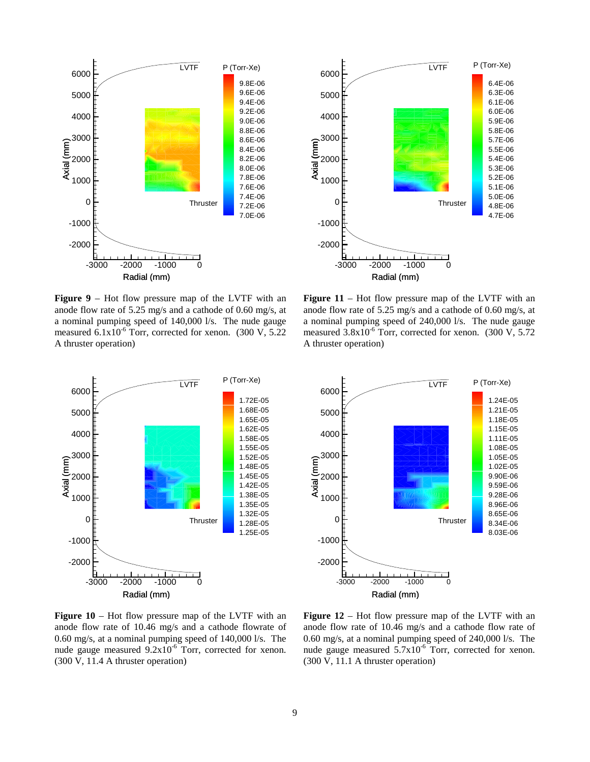**Figure 9** – Hot flow pressure map of the LVTF with an anode flow rate of 5.25 mg/s and a cathode of 0.60 mg/s, at a nominal pumping speed of 140,000 l/s. The nude gauge measured $6.1 \times 10^{-6}$ Torr, corrected for xenon. (300 V, 5.22 A thruster operation)

**Figure 11** – Hot flow pressure map of the LVTF with an anode flow rate of 5.25 mg/s and a cathode of 0.60 mg/s, at a nominal pumping speed of 240,000 l/s. The nude gauge measured $3.8 \times 10^{-6}$ Torr, corrected for xenon. (300 V, 5.72 A thruster operation)

**Figure 10** – Hot flow pressure map of the LVTF with an anode flow rate of 10.46 mg/s and a cathode flowrate of 0.60 mg/s, at a nominal pumping speed of 140,000 l/s. The nude gauge measured $9.2 \times 10^{-6}$ Torr, corrected for xenon. (300 V, 11.4 A thruster operation)

**Figure 12** – Hot flow pressure map of the LVTF with an anode flow rate of 10.46 mg/s and a cathode flow rate of 0.60 mg/s, at a nominal pumping speed of 240,000 l/s. The nude gauge measured $5.7 \times 10^{-6}$ Torr, corrected for xenon. (300 V, 11.1 A thruster operation)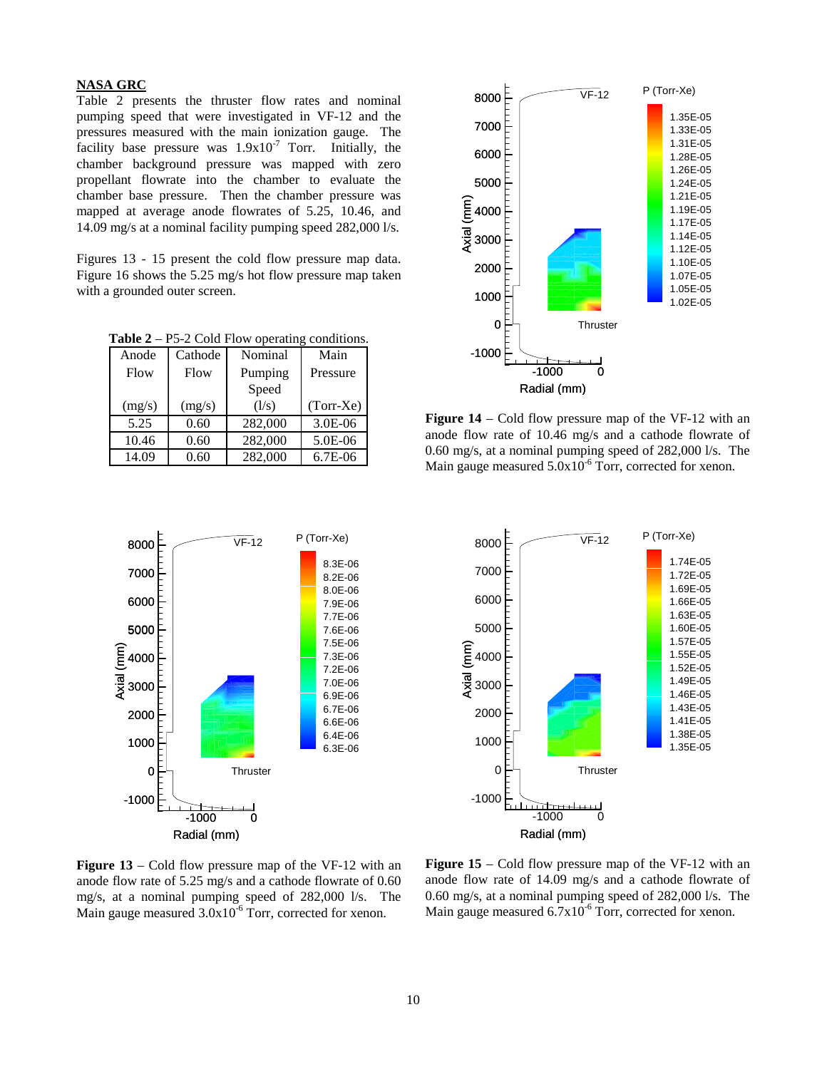**NASA GRC**

Table 2 presents the thruster flow rates and nominal pumping speed that were investigated in VF-12 and the pressures measured with the main ionization gauge. The facility base pressure was $1.9 \times 10^{-7}$ Torr. Initially, the chamber background pressure was mapped with zero propellant flowrate into the chamber to evaluate the chamber base pressure. Then the chamber pressure was mapped at average anode flowrates of 5.25, 10.46, and 14.09 mg/s at a nominal facility pumping speed 282,000 l/s.

Figures 13 - 15 present the cold flow pressure map data. Figure 16 shows the 5.25 mg/s hot flow pressure map taken with a grounded outer screen.

**Table 2** – P5-2 Cold Flow operating conditions.

| Anode Flow (mg/s) | Cathode Flow (mg/s) | Nominal Pumping Speed (l/s) | Main Pressure (Torr-Xe) |
|---|---|---|---|
| 5.25 | 0.60 | 282,000 | 3.0E-06 |
| 10.46 | 0.60 | 282,000 | 5.0E-06 |
| 14.09 | 0.60 | 282,000 | 6.7E-06 |

**Figure 14** – Cold flow pressure map of the VF-12 with an anode flow rate of 10.46 mg/s and a cathode flowrate of 0.60 mg/s, at a nominal pumping speed of 282,000 l/s. The Main gauge measured $5.0 \times 10^{-6}$ Torr, corrected for xenon.

**Figure 13** – Cold flow pressure map of the VF-12 with an anode flow rate of 5.25 mg/s and a cathode flowrate of 0.60 mg/s, at a nominal pumping speed of 282,000 l/s. The Main gauge measured $3.0 \times 10^{-6}$ Torr, corrected for xenon.

**Figure 15** – Cold flow pressure map of the VF-12 with an anode flow rate of 14.09 mg/s and a cathode flowrate of 0.60 mg/s, at a nominal pumping speed of 282,000 l/s. The Main gauge measured $6.7 \times 10^{-6}$ Torr, corrected for xenon.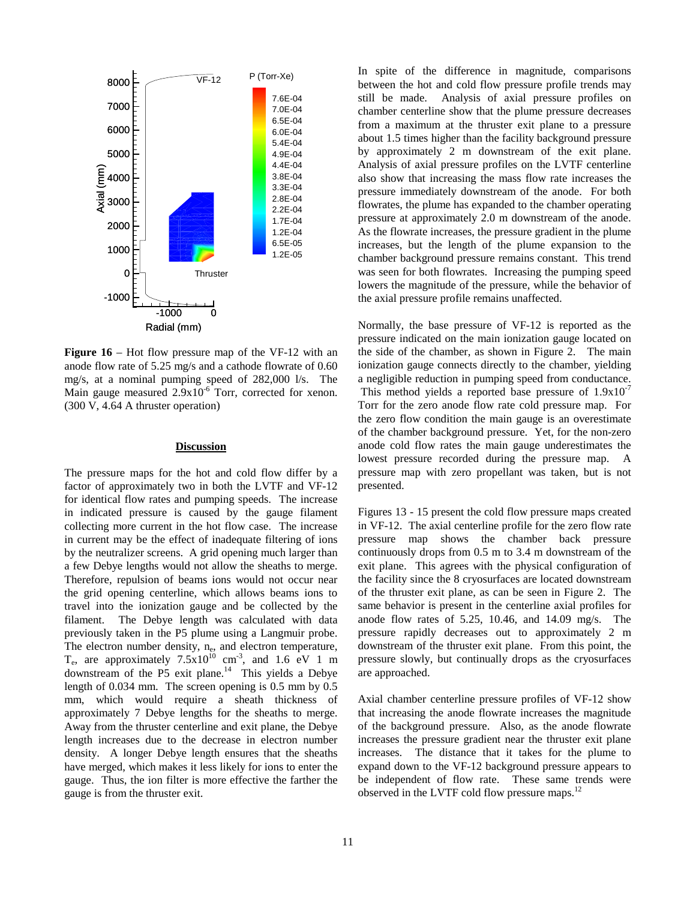**Figure 16** – Hot flow pressure map of the VF-12 with an anode flow rate of 5.25 mg/s and a cathode flowrate of 0.60 mg/s, at a nominal pumping speed of 282,000 l/s. The Main gauge measured $2.9 \times 10^{-6}$ Torr, corrected for xenon. (300 V, 4.64 A thruster operation)

## Discussion

The pressure maps for the hot and cold flow differ by a factor of approximately two in both the LVTF and VF-12 for identical flow rates and pumping speeds. The increase in indicated pressure is caused by the gauge filament collecting more current in the hot flow case. The increase in current may be the effect of inadequate filtering of ions by the neutralizer screens. A grid opening much larger than a few Debye lengths would not allow the sheaths to merge. Therefore, repulsion of beams ions would not occur near the grid opening centerline, which allows beams ions to travel into the ionization gauge and be collected by the filament. The Debye length was calculated with data previously taken in the P5 plume using a Langmuir probe. The electron number density, $n_e$, and electron temperature, $T_e$, are approximately $7.5 \times 10^{10}$ cm$^{-3}$, and 1.6 eV 1 m downstream of the P5 exit plane.[14] This yields a Debye length of 0.034 mm. The screen opening is 0.5 mm by 0.5 mm, which would require a sheath thickness of approximately 7 Debye lengths for the sheaths to merge. Away from the thruster centerline and exit plane, the Debye length increases due to the decrease in electron number density. A longer Debye length ensures that the sheaths have merged, which makes it less likely for ions to enter the gauge. Thus, the ion filter is more effective the farther the gauge is from the thruster exit.

In spite of the difference in magnitude, comparisons between the hot and cold flow pressure profile trends may still be made. Analysis of axial pressure profiles on chamber centerline show that the plume pressure decreases from a maximum at the thruster exit plane to a pressure about 1.5 times higher than the facility background pressure by approximately 2 m downstream of the exit plane. Analysis of axial pressure profiles on the LVTF centerline also show that increasing the mass flow rate increases the pressure immediately downstream of the anode. For both flowrates, the plume has expanded to the chamber operating pressure at approximately 2.0 m downstream of the anode. As the flowrate increases, the pressure gradient in the plume increases, but the length of the plume expansion to the chamber background pressure remains constant. This trend was seen for both flowrates. Increasing the pumping speed lowers the magnitude of the pressure, while the behavior of the axial pressure profile remains unaffected.

Normally, the base pressure of VF-12 is reported as the pressure indicated on the main ionization gauge located on the side of the chamber, as shown in Figure 2. The main ionization gauge connects directly to the chamber, yielding a negligible reduction in pumping speed from conductance. This method yields a reported base pressure of $1.9 \times 10^{-7}$ Torr for the zero anode flow rate cold pressure map. For the zero flow condition the main gauge is an overestimate of the chamber background pressure. Yet, for the non-zero anode cold flow rates the main gauge underestimates the lowest pressure recorded during the pressure map. A pressure map with zero propellant was taken, but is not presented.

Figures 13 - 15 present the cold flow pressure maps created in VF-12. The axial centerline profile for the zero flow rate pressure map shows the chamber back pressure continuously drops from 0.5 m to 3.4 m downstream of the exit plane. This agrees with the physical configuration of the facility since the 8 cryosurfaces are located downstream of the thruster exit plane, as can be seen in Figure 2. The same behavior is present in the centerline axial profiles for anode flow rates of 5.25, 10.46, and 14.09 mg/s. The pressure rapidly decreases out to approximately 2 m downstream of the thruster exit plane. From this point, the pressure slowly, but continually drops as the cryosurfaces are approached.

Axial chamber centerline pressure profiles of VF-12 show that increasing the anode flowrate increases the magnitude of the background pressure. Also, as the anode flowrate increases the pressure gradient near the thruster exit plane increases. The distance that it takes for the plume to expand down to the VF-12 background pressure appears to be independent of flow rate. These same trends were observed in the LVTF cold flow pressure maps.[12]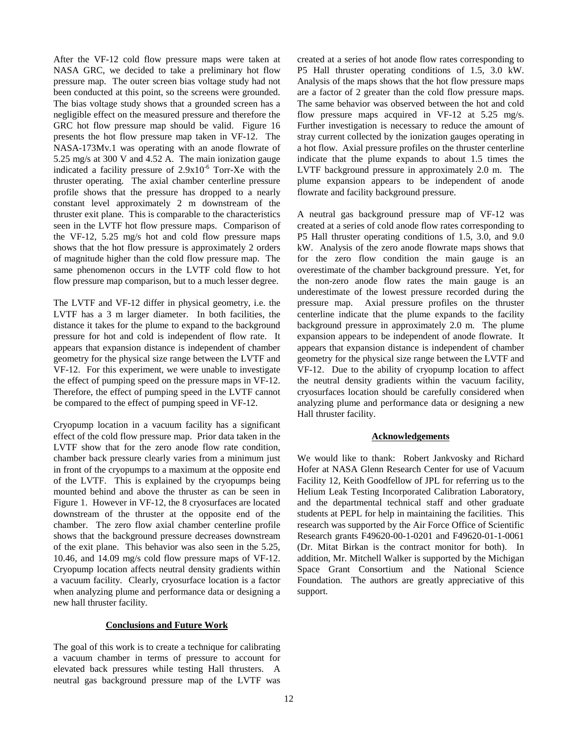After the VF-12 cold flow pressure maps were taken at NASA GRC, we decided to take a preliminary hot flow pressure map. The outer screen bias voltage study had not been conducted at this point, so the screens were grounded. The bias voltage study shows that a grounded screen has a negligible effect on the measured pressure and therefore the GRC hot flow pressure map should be valid. Figure 16 presents the hot flow pressure map taken in VF-12. The NASA-173Mv.1 was operating with an anode flowrate of 5.25 mg/s at 300 V and 4.52 A. The main ionization gauge indicated a facility pressure of $2.9 \times 10^{-6}$ Torr-Xe with the thruster operating. The axial chamber centerline pressure profile shows that the pressure has dropped to a nearly constant level approximately 2 m downstream of the thruster exit plane. This is comparable to the characteristics seen in the LVTF hot flow pressure maps. Comparison of the VF-12, 5.25 mg/s hot and cold flow pressure maps shows that the hot flow pressure is approximately 2 orders of magnitude higher than the cold flow pressure map. The same phenomenon occurs in the LVTF cold flow to hot flow pressure map comparison, but to a much lesser degree.

The LVTF and VF-12 differ in physical geometry, i.e. the LVTF has a 3 m larger diameter. In both facilities, the distance it takes for the plume to expand to the background pressure for hot and cold is independent of flow rate. It appears that expansion distance is independent of chamber geometry for the physical size range between the LVTF and VF-12. For this experiment, we were unable to investigate the effect of pumping speed on the pressure maps in VF-12. Therefore, the effect of pumping speed in the LVTF cannot be compared to the effect of pumping speed in VF-12.

Cryopump location in a vacuum facility has a significant effect of the cold flow pressure map. Prior data taken in the LVTF show that for the zero anode flow rate condition, chamber back pressure clearly varies from a minimum just in front of the cryopumps to a maximum at the opposite end of the LVTF. This is explained by the cryopumps being mounted behind and above the thruster as can be seen in Figure 1. However in VF-12, the 8 cryosurfaces are located downstream of the thruster at the opposite end of the chamber. The zero flow axial chamber centerline profile shows that the background pressure decreases downstream of the exit plane. This behavior was also seen in the 5.25, 10.46, and 14.09 mg/s cold flow pressure maps of VF-12. Cryopump location affects neutral density gradients within a vacuum facility. Clearly, cryosurface location is a factor when analyzing plume and performance data or designing a new hall thruster facility.

## Conclusions and Future Work

The goal of this work is to create a technique for calibrating a vacuum chamber in terms of pressure to account for elevated back pressures while testing Hall thrusters. A neutral gas background pressure map of the LVTF was created at a series of hot anode flow rates corresponding to P5 Hall thruster operating conditions of 1.5, 3.0 kW. Analysis of the maps shows that the hot flow pressure maps are a factor of 2 greater than the cold flow pressure maps. The same behavior was observed between the hot and cold flow pressure maps acquired in VF-12 at 5.25 mg/s. Further investigation is necessary to reduce the amount of stray current collected by the ionization gauges operating in a hot flow. Axial pressure profiles on the thruster centerline indicate that the plume expands to about 1.5 times the LVTF background pressure in approximately 2.0 m. The plume expansion appears to be independent of anode flowrate and facility background pressure.

A neutral gas background pressure map of VF-12 was created at a series of cold anode flow rates corresponding to P5 Hall thruster operating conditions of 1.5, 3.0, and 9.0 kW. Analysis of the zero anode flowrate maps shows that for the zero flow condition the main gauge is an overestimate of the chamber background pressure. Yet, for the non-zero anode flow rates the main gauge is an underestimate of the lowest pressure recorded during the pressure map. Axial pressure profiles on the thruster centerline indicate that the plume expands to the facility background pressure in approximately 2.0 m. The plume expansion appears to be independent of anode flowrate. It appears that expansion distance is independent of chamber geometry for the physical size range between the LVTF and VF-12. Due to the ability of cryopump location to affect the neutral density gradients within the vacuum facility, cryosurfaces location should be carefully considered when analyzing plume and performance data or designing a new Hall thruster facility.

## Acknowledgements

We would like to thank: Robert Jankvosky and Richard Hofer at NASA Glenn Research Center for use of Vacuum Facility 12, Keith Goodfellow of JPL for referring us to the Helium Leak Testing Incorporated Calibration Laboratory, and the departmental technical staff and other graduate students at PEPL for help in maintaining the facilities. This research was supported by the Air Force Office of Scientific Research grants F49620-00-1-0201 and F49620-01-1-0061 (Dr. Mitat Birkan is the contract monitor for both). In addition, Mr. Mitchell Walker is supported by the Michigan Space Grant Consortium and the National Science Foundation. The authors are greatly appreciative of this support.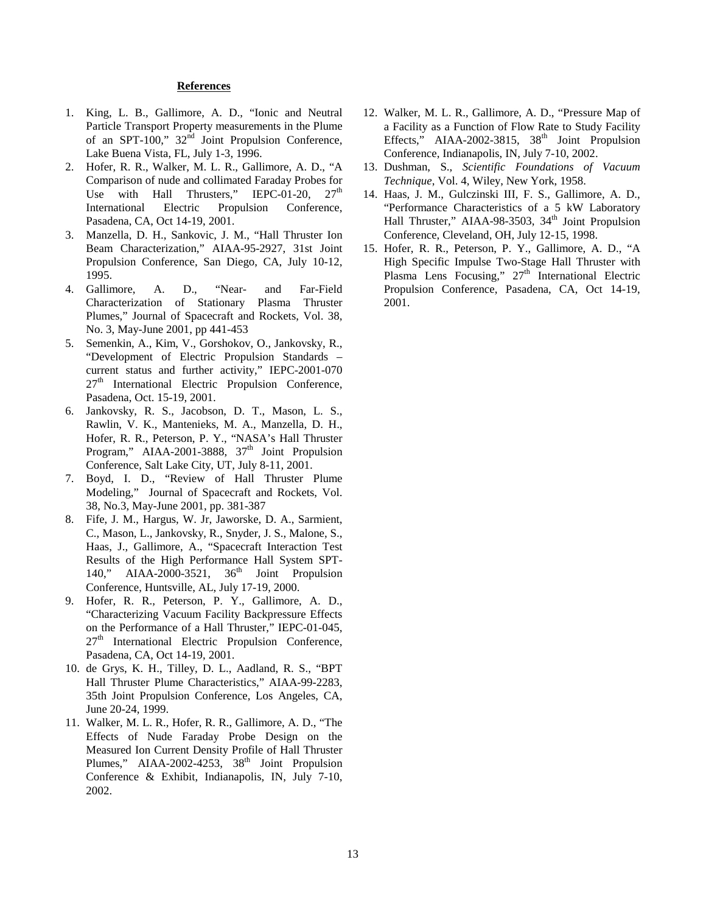## References

1. King, L. B., Gallimore, A. D., "Ionic and Neutral Particle Transport Property measurements in the Plume of an SPT-100," 32$^{nd}$ Joint Propulsion Conference, Lake Buena Vista, FL, July 1-3, 1996.
2. Hofer, R. R., Walker, M. L. R., Gallimore, A. D., "A Comparison of nude and collimated Faraday Probes for Use with Hall Thrusters," IEPC-01-20, 27$^{th}$ International Electric Propulsion Conference, Pasadena, CA, Oct 14-19, 2001.
3. Manzella, D. H., Sankovic, J. M., "Hall Thruster Ion Beam Characterization," AIAA-95-2927, 31st Joint Propulsion Conference, San Diego, CA, July 10-12, 1995.
4. Gallimore, A. D., "Near- and Far-Field Characterization of Stationary Plasma Thruster Plumes," Journal of Spacecraft and Rockets, Vol. 38, No. 3, May-June 2001, pp 441-453
5. Semenkin, A., Kim, V., Gorshokov, O., Jankovsky, R., "Development of Electric Propulsion Standards – current status and further activity," IEPC-2001-070 27$^{th}$ International Electric Propulsion Conference, Pasadena, Oct. 15-19, 2001.
6. Jankovsky, R. S., Jacobson, D. T., Mason, L. S., Rawlin, V. K., Mantenieks, M. A., Manzella, D. H., Hofer, R. R., Peterson, P. Y., "NASA's Hall Thruster Program," AIAA-2001-3888, 37$^{th}$ Joint Propulsion Conference, Salt Lake City, UT, July 8-11, 2001.
7. Boyd, I. D., "Review of Hall Thruster Plume Modeling," Journal of Spacecraft and Rockets, Vol. 38, No.3, May-June 2001, pp. 381-387
8. Fife, J. M., Hargus, W. Jr, Jaworske, D. A., Sarmient, C., Mason, L., Jankovsky, R., Snyder, J. S., Malone, S., Haas, J., Gallimore, A., "Spacecraft Interaction Test Results of the High Performance Hall System SPT-140," AIAA-2000-3521, 36$^{th}$ Joint Propulsion Conference, Huntsville, AL, July 17-19, 2000.
9. Hofer, R. R., Peterson, P. Y., Gallimore, A. D., "Characterizing Vacuum Facility Backpressure Effects on the Performance of a Hall Thruster," IEPC-01-045, 27$^{th}$ International Electric Propulsion Conference, Pasadena, CA, Oct 14-19, 2001.
10. de Grys, K. H., Tilley, D. L., Aadland, R. S., "BPT Hall Thruster Plume Characteristics," AIAA-99-2283, 35th Joint Propulsion Conference, Los Angeles, CA, June 20-24, 1999.
11. Walker, M. L. R., Hofer, R. R., Gallimore, A. D., "The Effects of Nude Faraday Probe Design on the Measured Ion Current Density Profile of Hall Thruster Plumes," AIAA-2002-4253, 38$^{th}$ Joint Propulsion Conference & Exhibit, Indianapolis, IN, July 7-10, 2002.
12. Walker, M. L. R., Gallimore, A. D., "Pressure Map of a Facility as a Function of Flow Rate to Study Facility Effects," AIAA-2002-3815, 38$^{th}$ Joint Propulsion Conference, Indianapolis, IN, July 7-10, 2002.
13. Dushman, S., *Scientific Foundations of Vacuum Technique*, Vol. 4, Wiley, New York, 1958.
14. Haas, J. M., Gulczinski III, F. S., Gallimore, A. D., "Performance Characteristics of a 5 kW Laboratory Hall Thruster," AIAA-98-3503, 34$^{th}$ Joint Propulsion Conference, Cleveland, OH, July 12-15, 1998.
15. Hofer, R. R., Peterson, P. Y., Gallimore, A. D., "A High Specific Impulse Two-Stage Hall Thruster with Plasma Lens Focusing," 27$^{th}$ International Electric Propulsion Conference, Pasadena, CA, Oct 14-19, 2001.